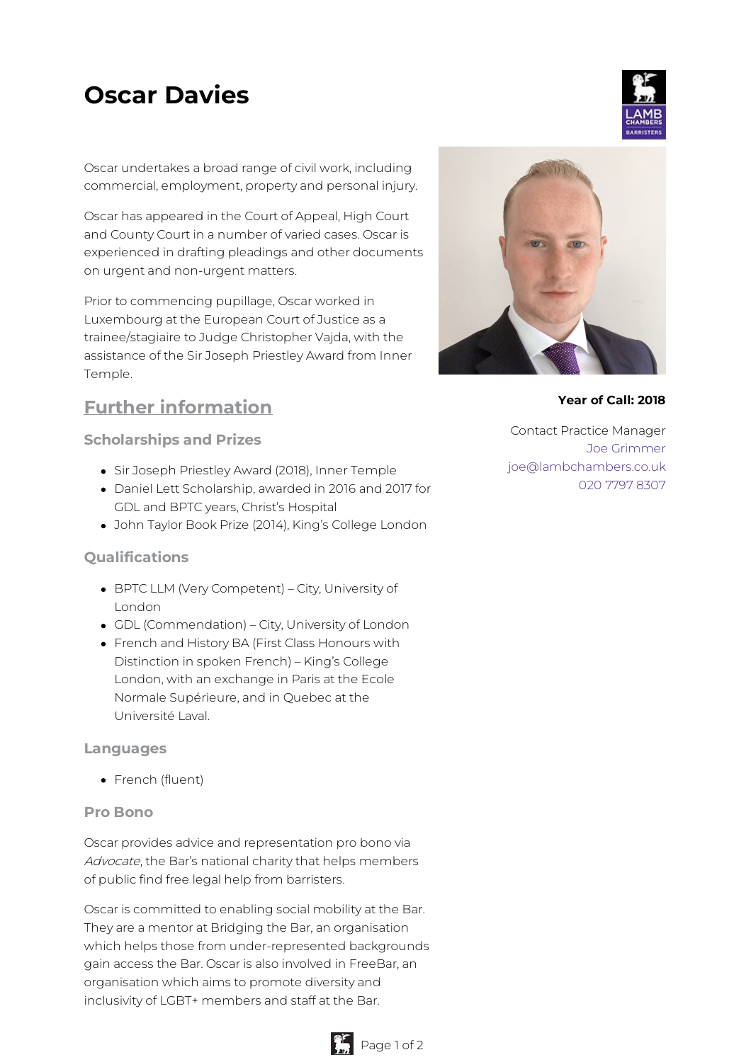# Oscar Davies

Oscar undertakes a broad range of civil work, including commercial, employment, property and personal injury.

Oscar has appeared in the Court of Appeal, High Court and County Court in a number of varied cases. Oscar is experienced in drafting pleadings and other documents on urgent and non-urgent matters.

Prior to commencing pupillage, Oscar worked in Luxembourg at the European Court of Justice as a trainee/stagiaire to Judge Christopher Vajda, with the assistance of the Sir Joseph Priestley Award from Inner Temple.

**Year of Call: 2018**

Contact Practice Manager
Joe Grimmer
joe@lambchambers.co.uk
020 7797 8307

## Further information

### Scholarships and Prizes

- Sir Joseph Priestley Award (2018), Inner Temple
- Daniel Lett Scholarship, awarded in 2016 and 2017 for GDL and BPTC years, Christ's Hospital
- John Taylor Book Prize (2014), King's College London

### Qualifications

- BPTC LLM (Very Competent) – City, University of London
- GDL (Commendation) – City, University of London
- French and History BA (First Class Honours with Distinction in spoken French) – King's College London, with an exchange in Paris at the Ecole Normale Supérieure, and in Quebec at the Université Laval.

### Languages

- French (fluent)

### Pro Bono

Oscar provides advice and representation pro bono via *Advocate*, the Bar's national charity that helps members of public find free legal help from barristers.

Oscar is committed to enabling social mobility at the Bar. They are a mentor at Bridging the Bar, an organisation which helps those from under-represented backgrounds gain access the Bar. Oscar is also involved in FreeBar, an organisation which aims to promote diversity and inclusivity of LGBT+ members and staff at the Bar.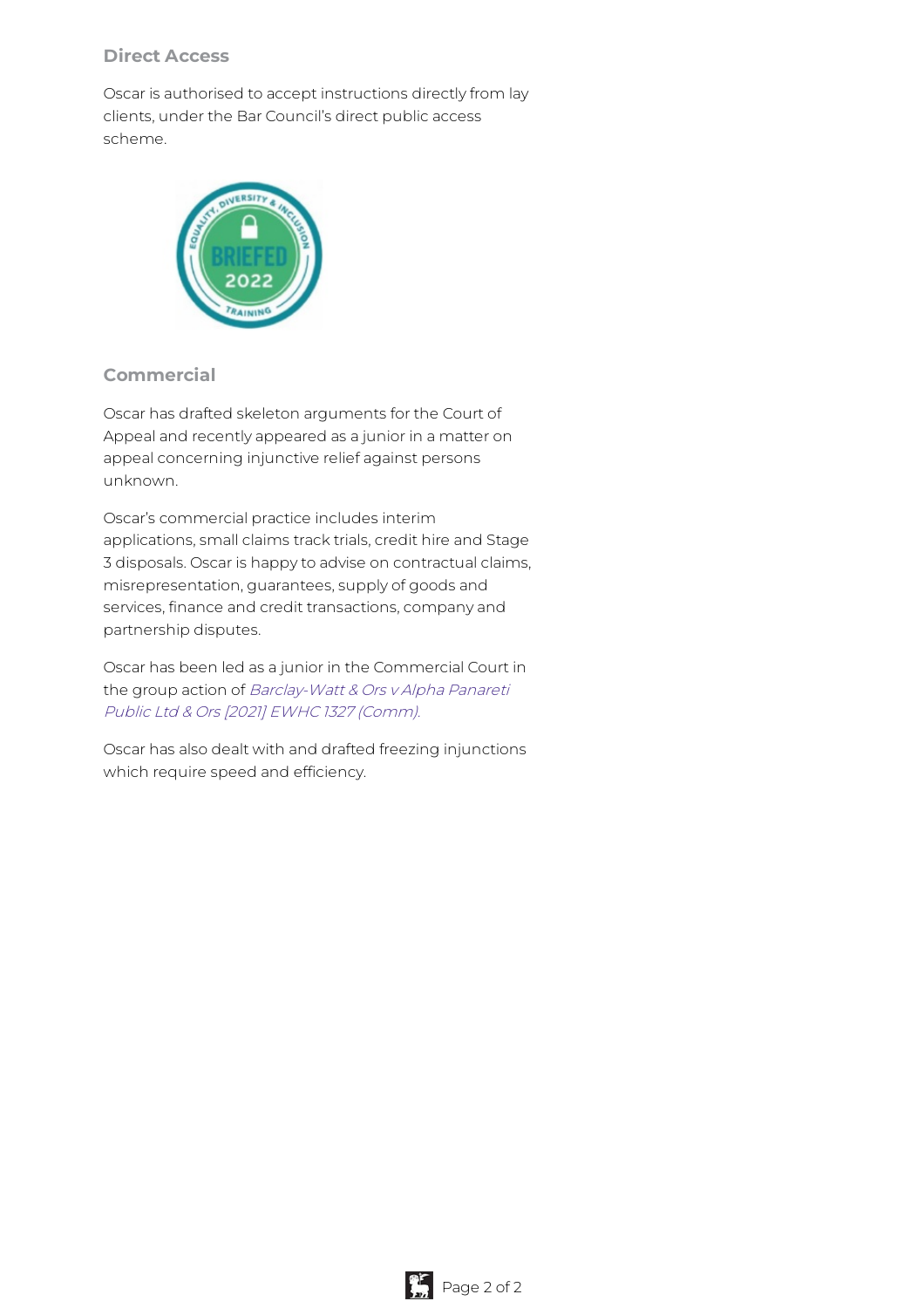### Direct Access

Oscar is authorised to accept instructions directly from lay clients, under the Bar Council's direct public access scheme.

### Commercial

Oscar has drafted skeleton arguments for the Court of Appeal and recently appeared as a junior in a matter on appeal concerning injunctive relief against persons unknown.

Oscar's commercial practice includes interim applications, small claims track trials, credit hire and Stage 3 disposals. Oscar is happy to advise on contractual claims, misrepresentation, guarantees, supply of goods and services, finance and credit transactions, company and partnership disputes.

Oscar has been led as a junior in the Commercial Court in the group action of *Barclay-Watt & Ors v Alpha Panareti Public Ltd & Ors [2021] EWHC 1327 (Comm).*

Oscar has also dealt with and drafted freezing injunctions which require speed and efficiency.